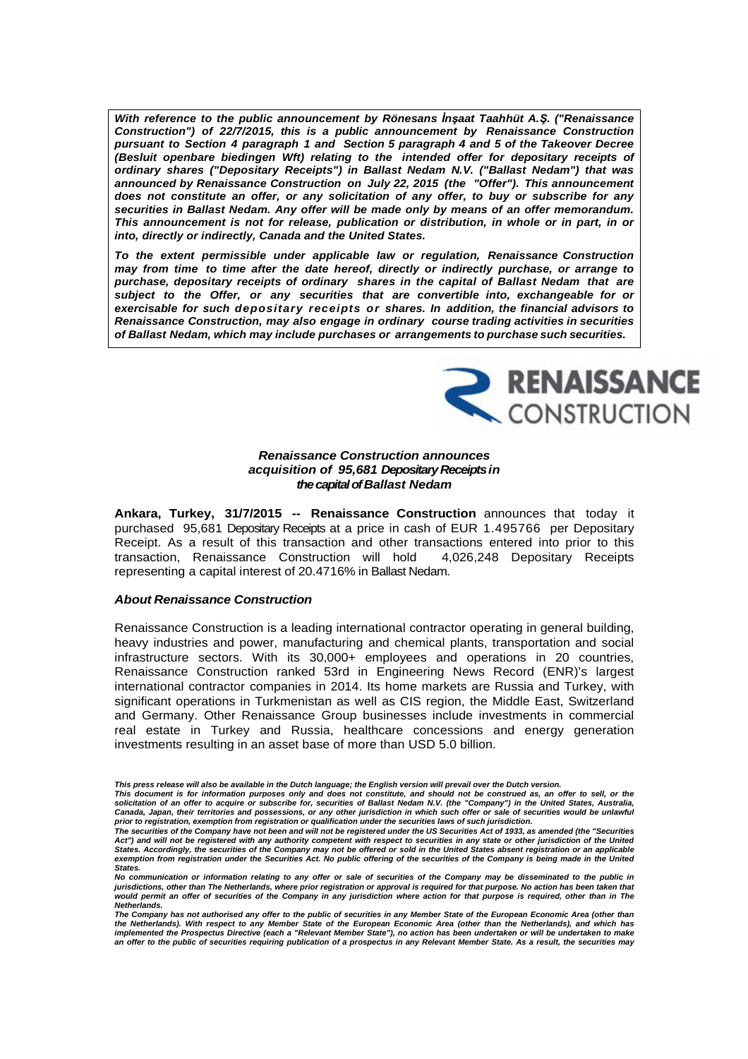*With reference to the public announcement by Rönesans İnşaat Taahhüt A.Ş. ("Renaissance Construction") of 22/7/2015, this is a public announcement by Renaissance Construction pursuant to Section 4 paragraph 1 and Section 5 paragraph 4 and 5 of the Takeover Decree (Besluit openbare biedingen Wft) relating to the intended offer for depositary receipts of ordinary shares ("Depositary Receipts") in Ballast Nedam N.V. ("Ballast Nedam") that was announced by Renaissance Construction on July 22, 2015 (the "Offer"). This announcement does not constitute an offer, or any solicitation of any offer, to buy or subscribe for any securities in Ballast Nedam. Any offer will be made only by means of an offer memorandum. This announcement is not for release, publication or distribution, in whole or in part, in or into, directly or indirectly, Canada and the United States.*

*To the extent permissible under applicable law or regulation, Renaissance Construction may from time to time after the date hereof, directly or indirectly purchase, or arrange to purchase, depositary receipts of ordinary shares in the capital of Ballast Nedam that are subject to the Offer, or any securities that are convertible into, exchangeable for or exercisable for such depositary receipts or shares. In addition, the financial advisors to Renaissance Construction, may also engage in ordinary course trading activities in securities of Ballast Nedam, which may include purchases or arrangements to purchase such securities.*

RENAISSANCE CONSTRUCTION

### *Renaissance Construction announces acquisition of 95,681 Depositary Receipts in the capital of Ballast Nedam*

**Ankara, Turkey, 31/7/2015 -- Renaissance Construction** announces that today it purchased 95,681 Depositary Receipts at a price in cash of EUR 1.495766 per Depositary Receipt. As a result of this transaction and other transactions entered into prior to this transaction, Renaissance Construction will hold 4,026,248 Depositary Receipts representing a capital interest of 20.4716% in Ballast Nedam.

#### *About Renaissance Construction*

Renaissance Construction is a leading international contractor operating in general building, heavy industries and power, manufacturing and chemical plants, transportation and social infrastructure sectors. With its 30,000+ employees and operations in 20 countries, Renaissance Construction ranked 53rd in Engineering News Record (ENR)'s largest international contractor companies in 2014. Its home markets are Russia and Turkey, with significant operations in Turkmenistan as well as CIS region, the Middle East, Switzerland and Germany. Other Renaissance Group businesses include investments in commercial real estate in Turkey and Russia, healthcare concessions and energy generation investments resulting in an asset base of more than USD 5.0 billion.

*This press release will also be available in the Dutch language; the English version will prevail over the Dutch version.*
*This document is for information purposes only and does not constitute, and should not be construed as, an offer to sell, or the solicitation of an offer to acquire or subscribe for, securities of Ballast Nedam N.V. (the "Company") in the United States, Australia, Canada, Japan, their territories and possessions, or any other jurisdiction in which such offer or sale of securities would be unlawful prior to registration, exemption from registration or qualification under the securities laws of such jurisdiction.*
*The securities of the Company have not been and will not be registered under the US Securities Act of 1933, as amended (the "Securities Act") and will not be registered with any authority competent with respect to securities in any state or other jurisdiction of the United States. Accordingly, the securities of the Company may not be offered or sold in the United States absent registration or an applicable exemption from registration under the Securities Act. No public offering of the securities of the Company is being made in the United States.*
*No communication or information relating to any offer or sale of securities of the Company may be disseminated to the public in jurisdictions, other than The Netherlands, where prior registration or approval is required for that purpose. No action has been taken that would permit an offer of securities of the Company in any jurisdiction where action for that purpose is required, other than in The Netherlands.*
*The Company has not authorised any offer to the public of securities in any Member State of the European Economic Area (other than the Netherlands). With respect to any Member State of the European Economic Area (other than the Netherlands), and which has implemented the Prospectus Directive (each a "Relevant Member State"), no action has been undertaken or will be undertaken to make an offer to the public of securities requiring publication of a prospectus in any Relevant Member State. As a result, the securities may*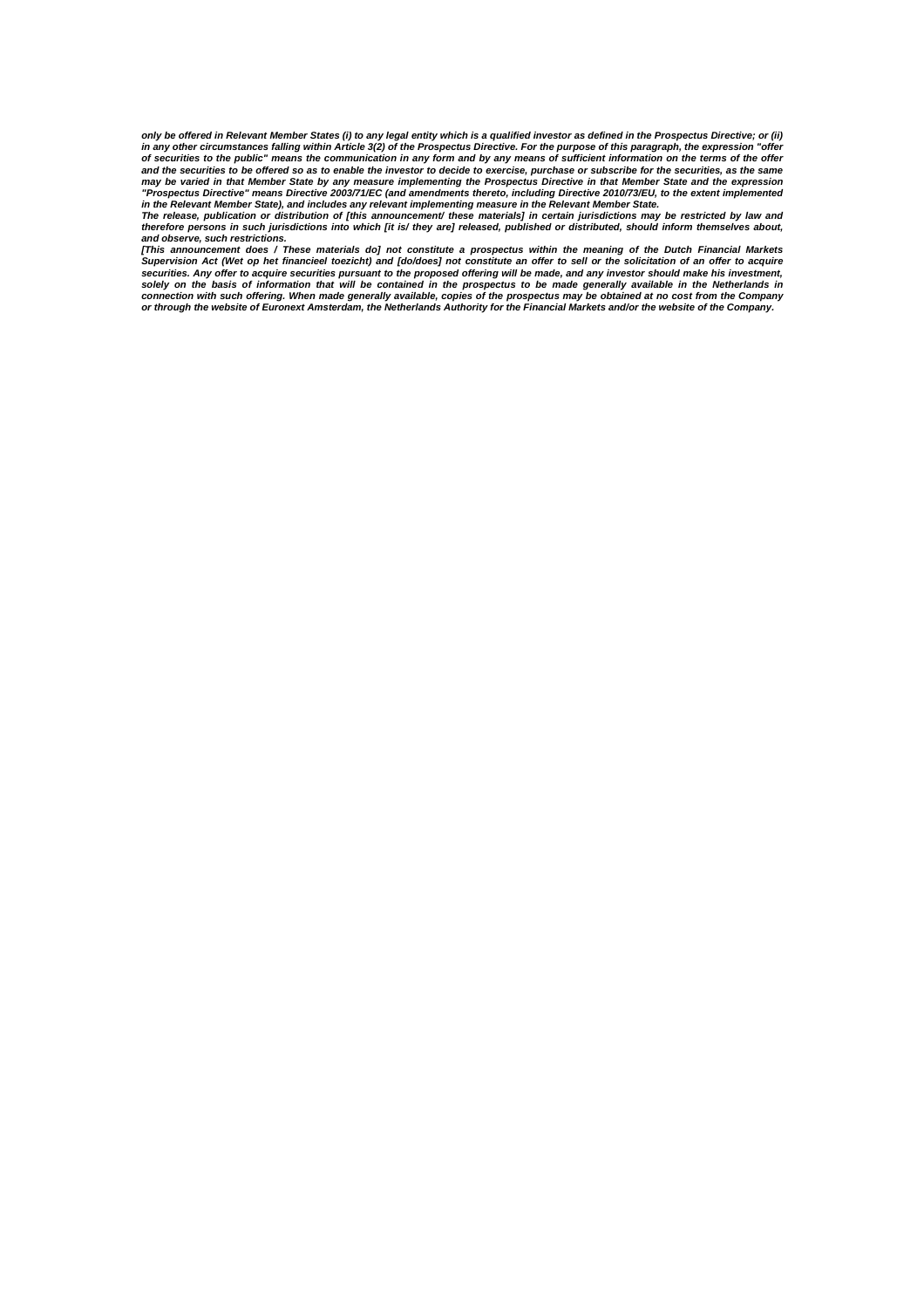*only be offered in Relevant Member States (i) to any legal entity which is a qualified investor as defined in the Prospectus Directive; or (ii) in any other circumstances falling within Article 3(2) of the Prospectus Directive. For the purpose of this paragraph, the expression "offer of securities to the public" means the communication in any form and by any means of sufficient information on the terms of the offer and the securities to be offered so as to enable the investor to decide to exercise, purchase or subscribe for the securities, as the same may be varied in that Member State by any measure implementing the Prospectus Directive in that Member State and the expression "Prospectus Directive" means Directive 2003/71/EC (and amendments thereto, including Directive 2010/73/EU, to the extent implemented in the Relevant Member State), and includes any relevant implementing measure in the Relevant Member State.*

*The release, publication or distribution of [this announcement/ these materials] in certain jurisdictions may be restricted by law and therefore persons in such jurisdictions into which [it is/ they are] released, published or distributed, should inform themselves about, and observe, such restrictions.*

*[This announcement does / These materials do] not constitute a prospectus within the meaning of the Dutch Financial Markets Supervision Act (Wet op het financieel toezicht) and [do/does] not constitute an offer to sell or the solicitation of an offer to acquire securities. Any offer to acquire securities pursuant to the proposed offering will be made, and any investor should make his investment, solely on the basis of information that will be contained in the prospectus to be made generally available in the Netherlands in connection with such offering. When made generally available, copies of the prospectus may be obtained at no cost from the Company or through the website of Euronext Amsterdam, the Netherlands Authority for the Financial Markets and/or the website of the Company.*